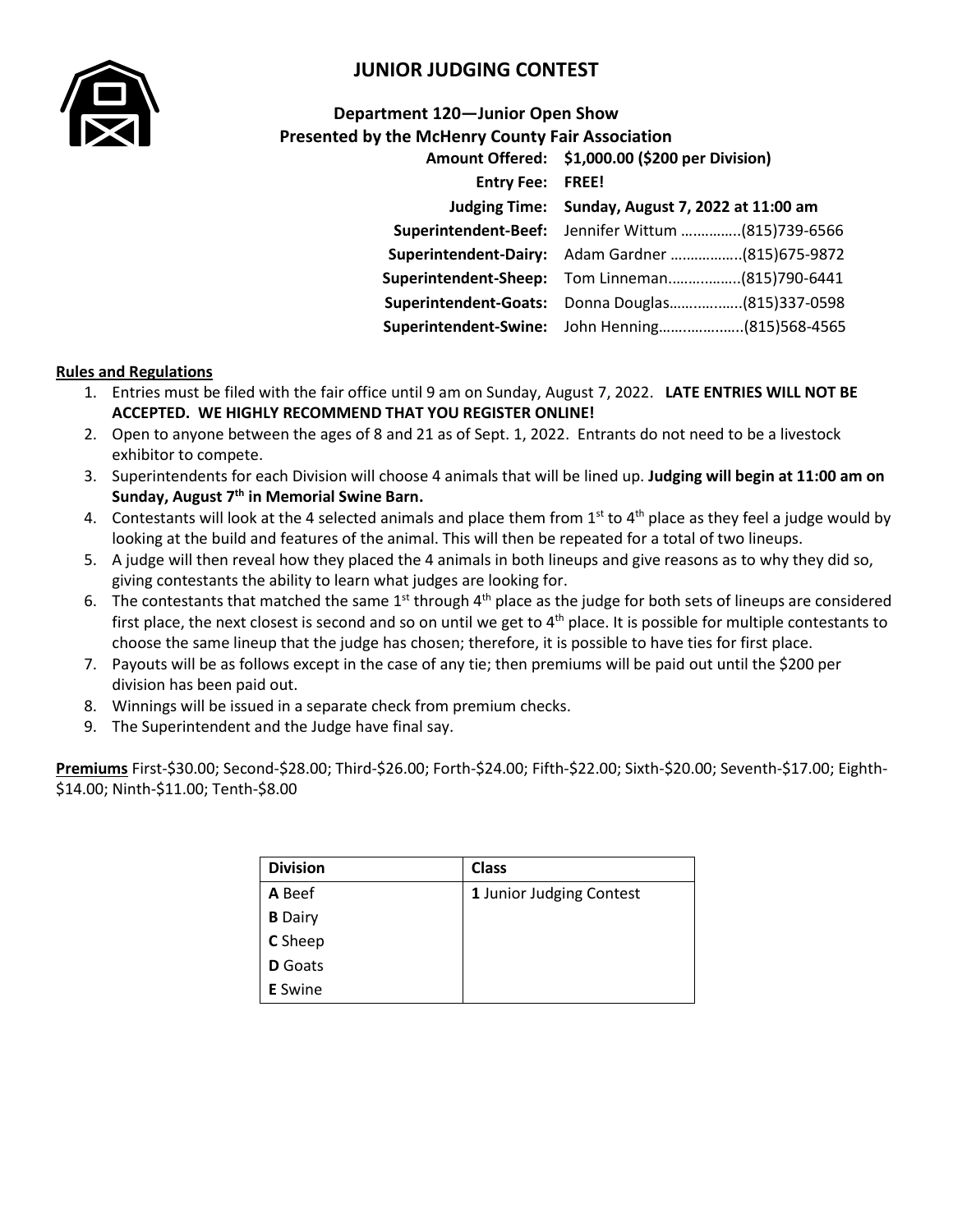# JUNIOR JUDGING CONTEST

## Department 120—Junior Open Show
## Presented by the McHenry County Fair Association

**Amount Offered:** **$1,000.00 ($200 per Division)**
**Entry Fee:** **FREE!**
**Judging Time:** **Sunday, August 7, 2022 at 11:00 am**
**Superintendent-Beef:** Jennifer Wittum …………..(815)739-6566
**Superintendent-Dairy:** Adam Gardner ……………..(815)675-9872
**Superintendent-Sheep:** Tom Linneman……………..(815)790-6441
**Superintendent-Goats:** Donna Douglas……..……..(815)337-0598
**Superintendent-Swine:** John Henning……..………..(815)568-4565

**Rules and Regulations**

1. Entries must be filed with the fair office until 9 am on Sunday, August 7, 2022. **LATE ENTRIES WILL NOT BE ACCEPTED. WE HIGHLY RECOMMEND THAT YOU REGISTER ONLINE!**
2. Open to anyone between the ages of 8 and 21 as of Sept. 1, 2022. Entrants do not need to be a livestock exhibitor to compete.
3. Superintendents for each Division will choose 4 animals that will be lined up. **Judging will begin at 11:00 am on Sunday, August 7th in Memorial Swine Barn.**
4. Contestants will look at the 4 selected animals and place them from 1st to 4th place as they feel a judge would by looking at the build and features of the animal. This will then be repeated for a total of two lineups.
5. A judge will then reveal how they placed the 4 animals in both lineups and give reasons as to why they did so, giving contestants the ability to learn what judges are looking for.
6. The contestants that matched the same 1st through 4th place as the judge for both sets of lineups are considered first place, the next closest is second and so on until we get to 4th place. It is possible for multiple contestants to choose the same lineup that the judge has chosen; therefore, it is possible to have ties for first place.
7. Payouts will be as follows except in the case of any tie; then premiums will be paid out until the $200 per division has been paid out.
8. Winnings will be issued in a separate check from premium checks.
9. The Superintendent and the Judge have final say.

**Premiums** First-$30.00; Second-$28.00; Third-$26.00; Forth-$24.00; Fifth-$22.00; Sixth-$20.00; Seventh-$17.00; Eighth-$14.00; Ninth-$11.00; Tenth-$8.00

| Division | Class |
|---|---|
| **A** Beef | **1** Junior Judging Contest |
| **B** Dairy | |
| **C** Sheep | |
| **D** Goats | |
| **E** Swine | |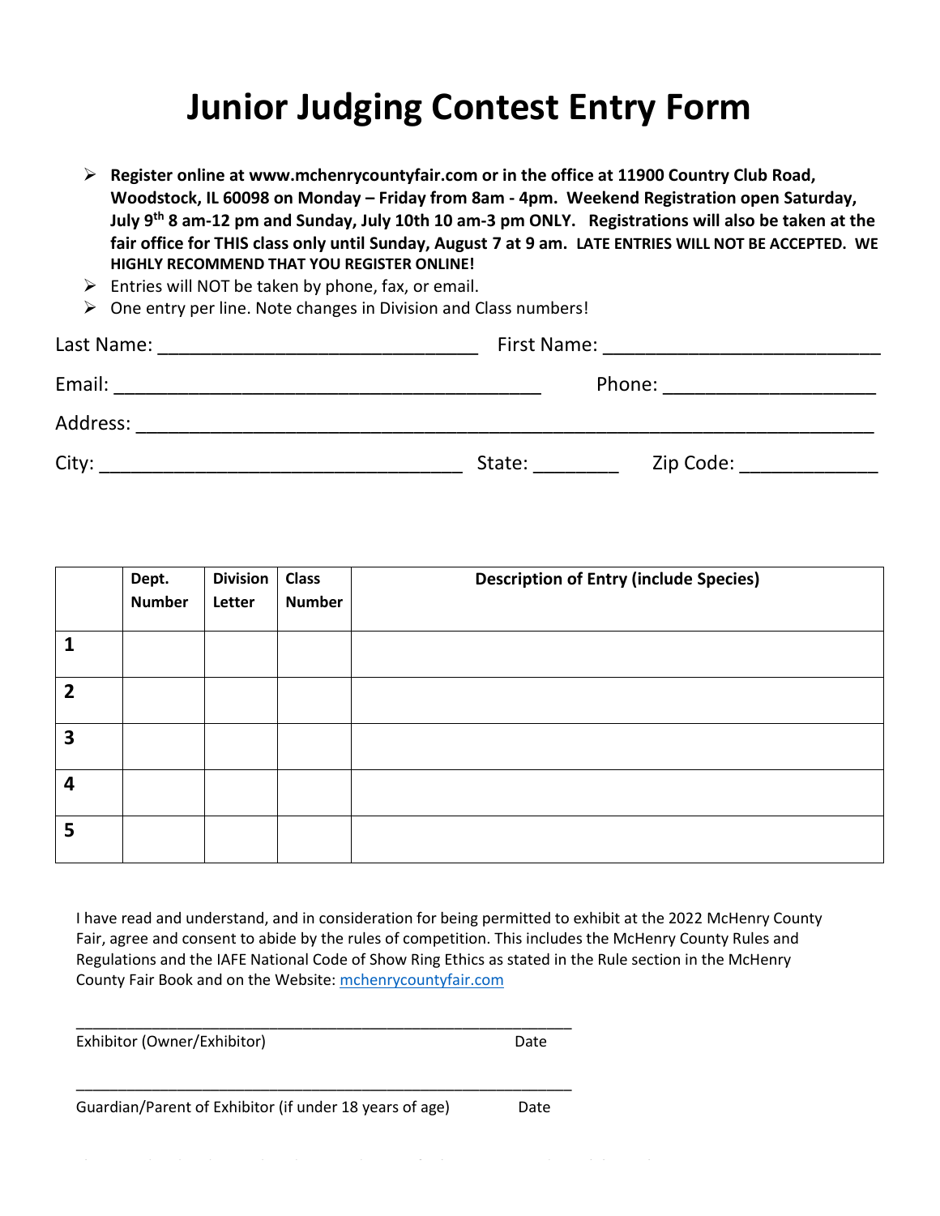# Junior Judging Contest Entry Form

- **Register online at www.mchenrycountyfair.com or in the office at 11900 Country Club Road, Woodstock, IL 60098 on Monday – Friday from 8am - 4pm. Weekend Registration open Saturday, July 9th 8 am-12 pm and Sunday, July 10th 10 am-3 pm ONLY. Registrations will also be taken at the fair office for THIS class only until Sunday, August 7 at 9 am. LATE ENTRIES WILL NOT BE ACCEPTED. WE HIGHLY RECOMMEND THAT YOU REGISTER ONLINE!**
- Entries will NOT be taken by phone, fax, or email.
- One entry per line. Note changes in Division and Class numbers!

Last Name: ______________________________ First Name: __________________________

Email: ________________________________________ Phone: ____________________

Address: ______________________________________________________________________

City: __________________________________ State: ________ Zip Code: _____________

| | Dept. Number | Division Letter | Class Number | Description of Entry (include Species) |
|---|---|---|---|---|
| **1** | | | | |
| **2** | | | | |
| **3** | | | | |
| **4** | | | | |
| **5** | | | | |

I have read and understand, and in consideration for being permitted to exhibit at the 2022 McHenry County Fair, agree and consent to abide by the rules of competition. This includes the McHenry County Rules and Regulations and the IAFE National Code of Show Ring Ethics as stated in the Rule section in the McHenry County Fair Book and on the Website: mchenrycountyfair.com

_______________________________________________________________

Exhibitor (Owner/Exhibitor) Date

_______________________________________________________________

Guardian/Parent of Exhibitor (if under 18 years of age) Date